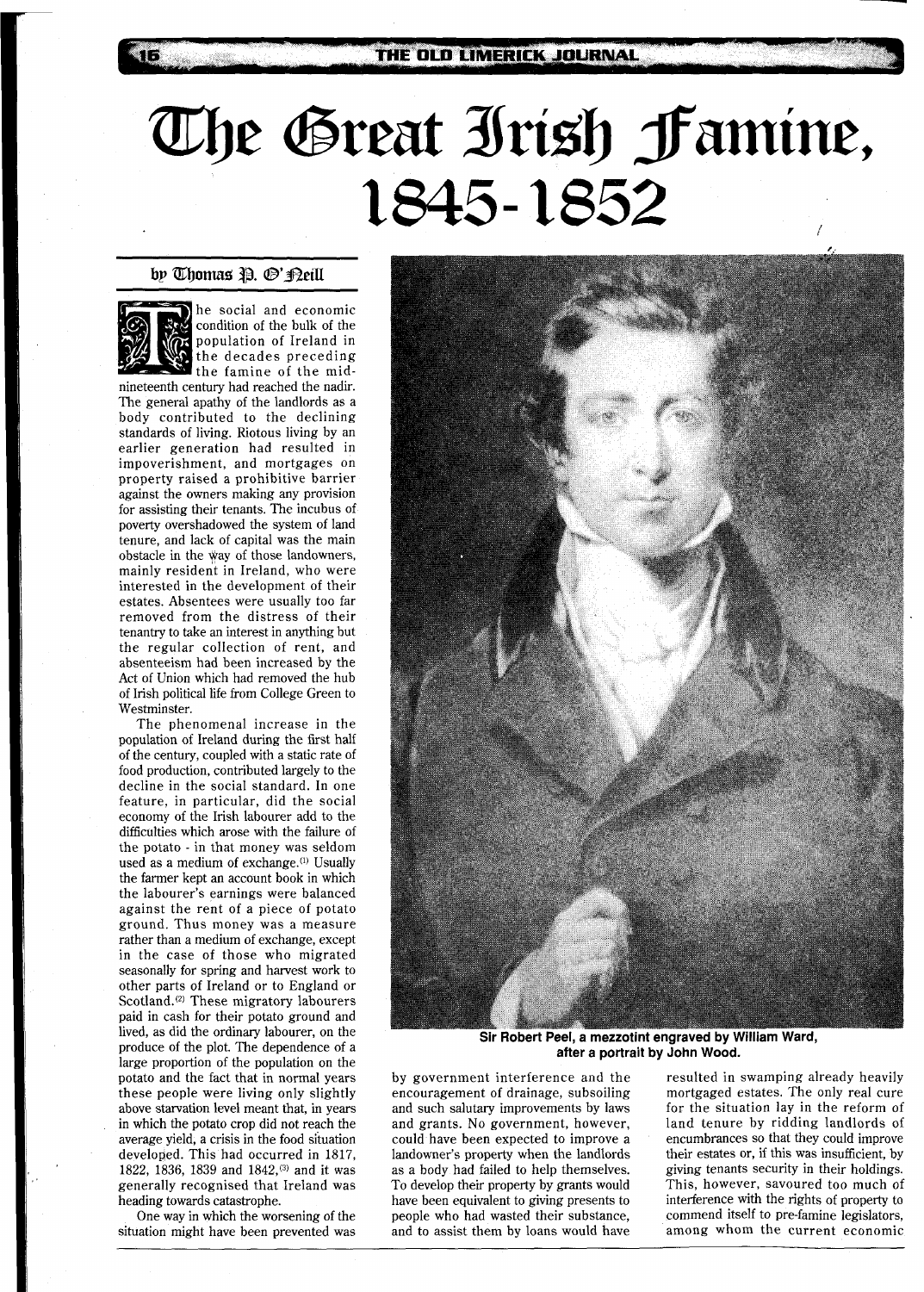# The Great Irish Famine, 1845-1852

**by Thomas P. O'Neill**

The social and economic condition of the bulk of the population of Ireland in the decades preceding the famine of the mid-nineteenth century had reached the nadir. The general apathy of the landlords as a body contributed to the declining standards of living. Riotous living by an earlier generation had resulted in impoverishment, and mortgages on property raised a prohibitive barrier against the owners making any provision for assisting their tenants. The incubus of poverty overshadowed the system of land tenure, and lack of capital was the main obstacle in the way of those landowners, mainly resident in Ireland, who were interested in the development of their estates. Absentees were usually too far removed from the distress of their tenantry to take an interest in anything but the regular collection of rent, and absenteeism had been increased by the Act of Union which had removed the hub of Irish political life from College Green to Westminster.

The phenomenal increase in the population of Ireland during the first half of the century, coupled with a static rate of food production, contributed largely to the decline in the social standard. In one feature, in particular, did the social economy of the Irish labourer add to the difficulties which arose with the failure of the potato - in that money was seldom used as a medium of exchange.[1] Usually the farmer kept an account book in which the labourer's earnings were balanced against the rent of a piece of potato ground. Thus money was a measure rather than a medium of exchange, except in the case of those who migrated seasonally for spring and harvest work to other parts of Ireland or to England or Scotland.[2] These migratory labourers paid in cash for their potato ground and lived, as did the ordinary labourer, on the produce of the plot. The dependence of a large proportion of the population on the potato and the fact that in normal years these people were living only slightly above starvation level meant that, in years in which the potato crop did not reach the average yield, a crisis in the food situation developed. This had occurred in 1817, 1822, 1836, 1839 and 1842,[3] and it was generally recognised that Ireland was heading towards catastrophe.

One way in which the worsening of the situation might have been prevented was by government interference and the encouragement of drainage, subsoiling and such salutary improvements by laws and grants. No government, however, could have been expected to improve a landowner's property when the landlords as a body had failed to help themselves. To develop their property by grants would have been equivalent to giving presents to people who had wasted their substance, and to assist them by loans would have resulted in swamping already heavily mortgaged estates. The only real cure for the situation lay in the reform of land tenure by ridding landlords of encumbrances so that they could improve their estates or, if this was insufficient, by giving tenants security in their holdings. This, however, savoured too much of interference with the rights of property to commend itself to pre-famine legislators, among whom the current economic

**Sir Robert Peel, a mezzotint engraved by William Ward, after a portrait by John Wood.**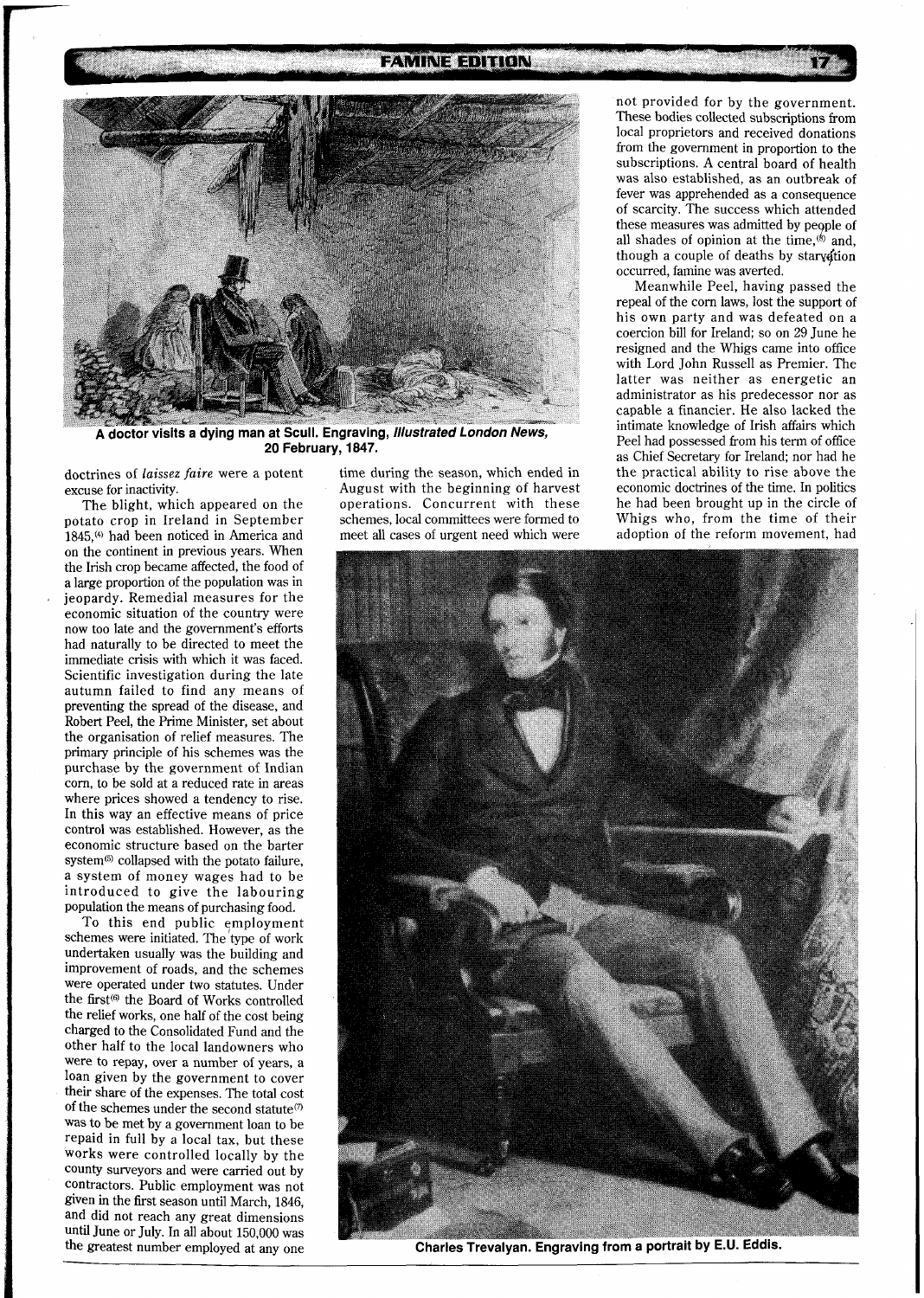A doctor visits a dying man at Scull. Engraving, *Illustrated London News*, 20 February, 1847.

doctrines of *laissez faire* were a potent excuse for inactivity.

The blight, which appeared on the potato crop in Ireland in September 1845,[4] had been noticed in America and on the continent in previous years. When the Irish crop became affected, the food of a large proportion of the population was in jeopardy. Remedial measures for the economic situation of the country were now too late and the government's efforts had naturally to be directed to meet the immediate crisis with which it was faced. Scientific investigation during the late autumn failed to find any means of preventing the spread of the disease, and Robert Peel, the Prime Minister, set about the organisation of relief measures. The primary principle of his schemes was the purchase by the government of Indian corn, to be sold at a reduced rate in areas where prices showed a tendency to rise. In this way an effective means of price control was established. However, as the economic structure based on the barter system[5] collapsed with the potato failure, a system of money wages had to be introduced to give the labouring population the means of purchasing food.

To this end public employment schemes were initiated. The type of work undertaken usually was the building and improvement of roads, and the schemes were operated under two statutes. Under the first[6] the Board of Works controlled the relief works, one half of the cost being charged to the Consolidated Fund and the other half to the local landowners who were to repay, over a number of years, a loan given by the government to cover their share of the expenses. The total cost of the schemes under the second statute[7] was to be met by a government loan to be repaid in full by a local tax, but these works were controlled locally by the county surveyors and were carried out by contractors. Public employment was not given in the first season until March, 1846, and did not reach any great dimensions until June or July. In all about 150,000 was the greatest number employed at any one time during the season, which ended in August with the beginning of harvest operations. Concurrent with these schemes, local committees were formed to meet all cases of urgent need which were not provided for by the government. These bodies collected subscriptions from local proprietors and received donations from the government in proportion to the subscriptions. A central board of health was also established, as an outbreak of fever was apprehended as a consequence of scarcity. The success which attended these measures was admitted by people of all shades of opinion at the time,[8] and, though a couple of deaths by starvation occurred, famine was averted.

Meanwhile Peel, having passed the repeal of the corn laws, lost the support of his own party and was defeated on a coercion bill for Ireland; so on 29 June he resigned and the Whigs came into office with Lord John Russell as Premier. The latter was neither as energetic an administrator as his predecessor nor as capable a financier. He also lacked the intimate knowledge of Irish affairs which Peel had possessed from his term of office as Chief Secretary for Ireland; nor had he the practical ability to rise above the economic doctrines of the time. In politics he had been brought up in the circle of Whigs who, from the time of their adoption of the reform movement, had

Charles Trevalyan. Engraving from a portrait by E.U. Eddis.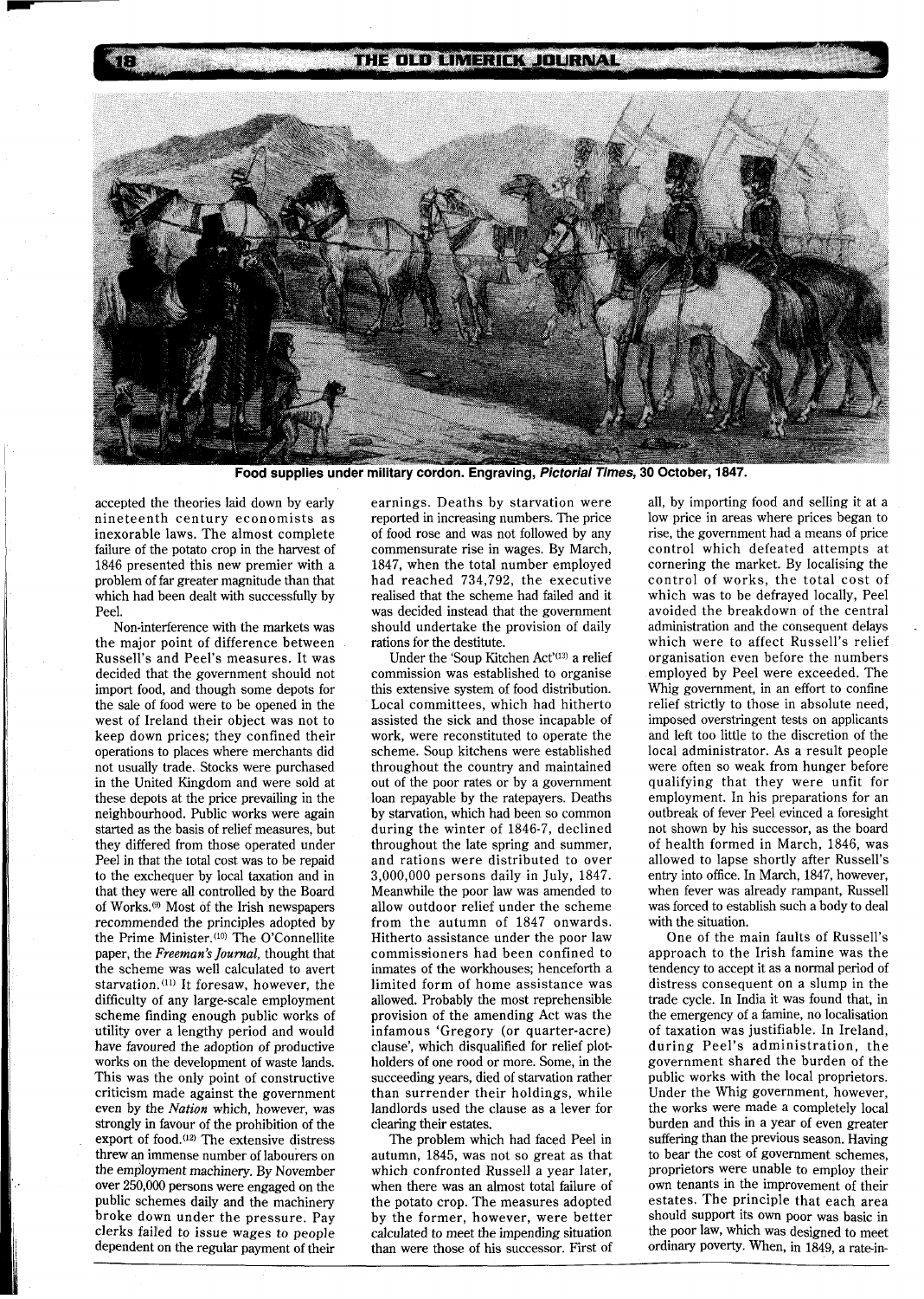Food supplies under military cordon. Engraving, *Pictorial Times*, 30 October, 1847.

accepted the theories laid down by early nineteenth century economists as inexorable laws. The almost complete failure of the potato crop in the harvest of 1846 presented this new premier with a problem of far greater magnitude than that which had been dealt with successfully by Peel.

Non-interference with the markets was the major point of difference between Russell's and Peel's measures. It was decided that the government should not import food, and though some depots for the sale of food were to be opened in the west of Ireland their object was not to keep down prices; they confined their operations to places where merchants did not usually trade. Stocks were purchased in the United Kingdom and were sold at these depots at the price prevailing in the neighbourhood. Public works were again started as the basis of relief measures, but they differed from those operated under Peel in that the total cost was to be repaid to the exchequer by local taxation and in that they were all controlled by the Board of Works.[9] Most of the Irish newspapers recommended the principles adopted by the Prime Minister.[10] The O'Connellite paper, the *Freeman's Journal*, thought that the scheme was well calculated to avert starvation.[11] It foresaw, however, the difficulty of any large-scale employment scheme finding enough public works of utility over a lengthy period and would have favoured the adoption of productive works on the development of waste lands. This was the only point of constructive criticism made against the government even by the *Nation* which, however, was strongly in favour of the prohibition of the export of food.[12] The extensive distress threw an immense number of labourers on the employment machinery. By November over 250,000 persons were engaged on the public schemes daily and the machinery broke down under the pressure. Pay clerks failed to issue wages to people dependent on the regular payment of their earnings. Deaths by starvation were reported in increasing numbers. The price of food rose and was not followed by any commensurate rise in wages. By March, 1847, when the total number employed had reached 734,792, the executive realised that the scheme had failed and it was decided instead that the government should undertake the provision of daily rations for the destitute.

Under the 'Soup Kitchen Act'[13] a relief commission was established to organise this extensive system of food distribution. Local committees, which had hitherto assisted the sick and those incapable of work, were reconstituted to operate the scheme. Soup kitchens were established throughout the country and maintained out of the poor rates or by a government loan repayable by the ratepayers. Deaths by starvation, which had been so common during the winter of 1846-7, declined throughout the late spring and summer, and rations were distributed to over 3,000,000 persons daily in July, 1847. Meanwhile the poor law was amended to allow outdoor relief under the scheme from the autumn of 1847 onwards. Hitherto assistance under the poor law commissioners had been confined to inmates of the workhouses; henceforth a limited form of home assistance was allowed. Probably the most reprehensible provision of the amending Act was the infamous 'Gregory (or quarter-acre) clause', which disqualified for relief plot-holders of one rood or more. Some, in the succeeding years, died of starvation rather than surrender their holdings, while landlords used the clause as a lever for clearing their estates.

The problem which had faced Peel in autumn, 1845, was not so great as that which confronted Russell a year later, when there was an almost total failure of the potato crop. The measures adopted by the former, however, were better calculated to meet the impending situation than were those of his successor. First of all, by importing food and selling it at a low price in areas where prices began to rise, the government had a means of price control which defeated attempts at cornering the market. By localising the control of works, the total cost of which was to be defrayed locally, Peel avoided the breakdown of the central administration and the consequent delays which were to affect Russell's relief organisation even before the numbers employed by Peel were exceeded. The Whig government, in an effort to confine relief strictly to those in absolute need, imposed overstringent tests on applicants and left too little to the discretion of the local administrator. As a result people were often so weak from hunger before qualifying that they were unfit for employment. In his preparations for an outbreak of fever Peel evinced a foresight not shown by his successor, as the board of health formed in March, 1846, was allowed to lapse shortly after Russell's entry into office. In March, 1847, however, when fever was already rampant, Russell was forced to establish such a body to deal with the situation.

One of the main faults of Russell's approach to the Irish famine was the tendency to accept it as a normal period of distress consequent on a slump in the trade cycle. In India it was found that, in the emergency of a famine, no localisation of taxation was justifiable. In Ireland, during Peel's administration, the government shared the burden of the public works with the local proprietors. Under the Whig government, however, the works were made a completely local burden and this in a year of even greater suffering than the previous season. Having to bear the cost of government schemes, proprietors were unable to employ their own tenants in the improvement of their estates. The principle that each area should support its own poor was basic in the poor law, which was designed to meet ordinary poverty. When, in 1849, a rate-in-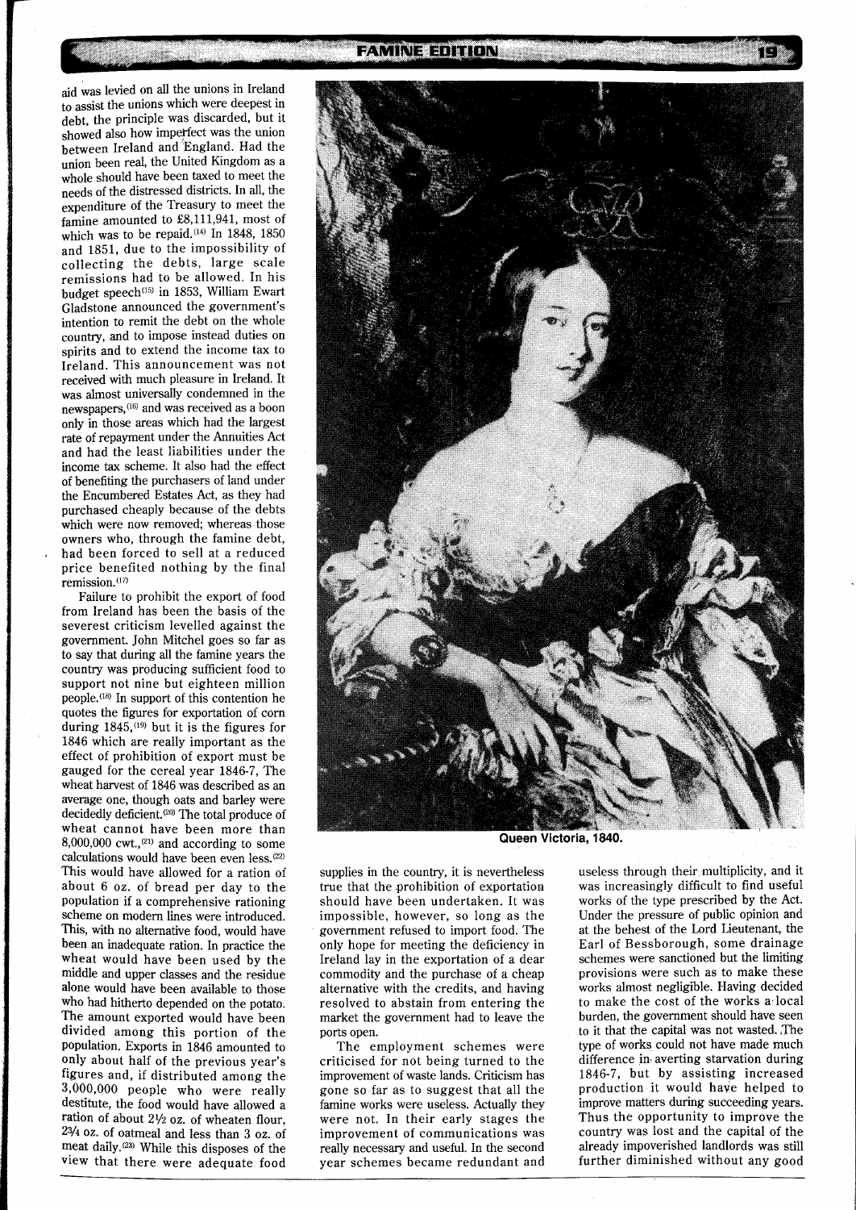aid was levied on all the unions in Ireland to assist the unions which were deepest in debt, the principle was discarded, but it showed also how imperfect was the union between Ireland and England. Had the union been real, the United Kingdom as a whole should have been taxed to meet the needs of the distressed districts. In all, the expenditure of the Treasury to meet the famine amounted to £8,111,941, most of which was to be repaid.[14] In 1848, 1850 and 1851, due to the impossibility of collecting the debts, large scale remissions had to be allowed. In his budget speech[15] in 1853, William Ewart Gladstone announced the government's intention to remit the debt on the whole country, and to impose instead duties on spirits and to extend the income tax to Ireland. This announcement was not received with much pleasure in Ireland. It was almost universally condemned in the newspapers,[16] and was received as a boon only in those areas which had the largest rate of repayment under the Annuities Act and had the least liabilities under the income tax scheme. It also had the effect of benefiting the purchasers of land under the Encumbered Estates Act, as they had purchased cheaply because of the debts which were now removed; whereas those owners who, through the famine debt, had been forced to sell at a reduced price benefited nothing by the final remission.[17]

Failure to prohibit the export of food from Ireland has been the basis of the severest criticism levelled against the government. John Mitchel goes so far as to say that during all the famine years the country was producing sufficient food to support not nine but eighteen million people.[18] In support of this contention he quotes the figures for exportation of corn during 1845,[19] but it is the figures for 1846 which are really important as the effect of prohibition of export must be gauged for the cereal year 1846-7. The wheat harvest of 1846 was described as an average one, though oats and barley were decidedly deficient.[20] The total produce of wheat cannot have been more than 8,000,000 cwt.,[21] and according to some calculations would have been even less.[22] This would have allowed for a ration of about 6 oz. of bread per day to the population if a comprehensive rationing scheme on modern lines were introduced. This, with no alternative food, would have been an inadequate ration. In practice the wheat would have been used by the middle and upper classes and the residue alone would have been available to those who had hitherto depended on the potato. The amount exported would have been divided among this portion of the population. Exports in 1846 amounted to only about half of the previous year's figures and, if distributed among the 3,000,000 people who were really destitute, the food would have allowed a ration of about 2½ oz. of wheaten flour, 2¾ oz. of oatmeal and less than 3 oz. of meat daily.[23] While this disposes of the view that there were adequate food supplies in the country, it is nevertheless true that the prohibition of exportation should have been undertaken. It was impossible, however, so long as the government refused to import food. The only hope for meeting the deficiency in Ireland lay in the exportation of a dear commodity and the purchase of a cheap alternative with the credits, and having resolved to abstain from entering the market the government had to leave the ports open.

Queen Victoria, 1840.

The employment schemes were criticised for not being turned to the improvement of waste lands. Criticism has gone so far as to suggest that all the famine works were useless. Actually they were not. In their early stages the improvement of communications was really necessary and useful. In the second year schemes became redundant and useless through their multiplicity, and it was increasingly difficult to find useful works of the type prescribed by the Act. Under the pressure of public opinion and at the behest of the Lord Lieutenant, the Earl of Bessborough, some drainage schemes were sanctioned but the limiting provisions were such as to make these works almost negligible. Having decided to make the cost of the works a local burden, the government should have seen to it that the capital was not wasted. The type of works could not have made much difference in averting starvation during 1846-7, but by assisting increased production it would have helped to improve matters during succeeding years. Thus the opportunity to improve the country was lost and the capital of the already impoverished landlords was still further diminished without any good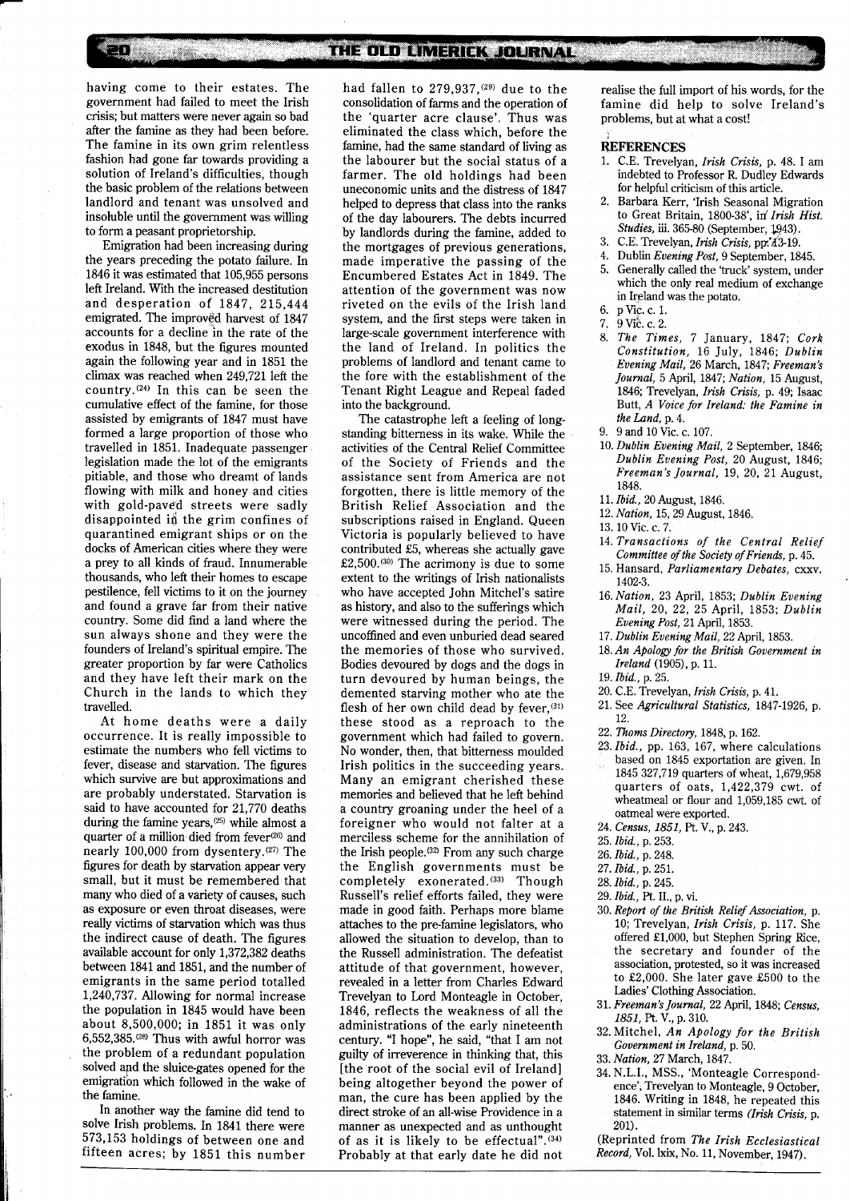having come to their estates. The government had failed to meet the Irish crisis; but matters were never again so bad after the famine as they had been before. The famine in its own grim relentless fashion had gone far towards providing a solution of Ireland's difficulties, though the basic problem of the relations between landlord and tenant was unsolved and insoluble until the government was willing to form a peasant proprietorship.

Emigration had been increasing during the years preceding the potato failure. In 1846 it was estimated that 105,955 persons left Ireland. With the increased destitution and desperation of 1847, 215,444 emigrated. The improved harvest of 1847 accounts for a decline in the rate of the exodus in 1848, but the figures mounted again the following year and in 1851 the climax was reached when 249,721 left the country.[24] In this can be seen the cumulative effect of the famine, for those assisted by emigrants of 1847 must have formed a large proportion of those who travelled in 1851. Inadequate passenger legislation made the lot of the emigrants pitiable, and those who dreamt of lands flowing with milk and honey and cities with gold-paved streets were sadly disappointed in the grim confines of quarantined emigrant ships or on the docks of American cities where they were a prey to all kinds of fraud. Innumerable thousands, who left their homes to escape pestilence, fell victims to it on the journey and found a grave far from their native country. Some did find a land where the sun always shone and they were the founders of Ireland's spiritual empire. The greater proportion by far were Catholics and they have left their mark on the Church in the lands to which they travelled.

At home deaths were a daily occurrence. It is really impossible to estimate the numbers who fell victims to fever, disease and starvation. The figures which survive are but approximations and are probably understated. Starvation is said to have accounted for 21,770 deaths during the famine years,[25] while almost a quarter of a million died from fever[26] and nearly 100,000 from dysentery.[27] The figures for death by starvation appear very small, but it must be remembered that many who died of a variety of causes, such as exposure or even throat diseases, were really victims of starvation which was thus the indirect cause of death. The figures available account for only 1,372,382 deaths between 1841 and 1851, and the number of emigrants in the same period totalled 1,240,737. Allowing for normal increase the population in 1845 would have been about 8,500,000; in 1851 it was only 6,552,385.[28] Thus with awful horror was the problem of a redundant population solved and the sluice-gates opened for the emigration which followed in the wake of the famine.

In another way the famine did tend to solve Irish problems. In 1841 there were 573,153 holdings of between one and fifteen acres; by 1851 this number had fallen to 279,937,[29] due to the consolidation of farms and the operation of the 'quarter acre clause'. Thus was eliminated the class which, before the famine, had the same standard of living as the labourer but the social status of a farmer. The old holdings had been uneconomic units and the distress of 1847 helped to depress that class into the ranks of the day labourers. The debts incurred by landlords during the famine, added to the mortgages of previous generations, made imperative the passing of the Encumbered Estates Act in 1849. The attention of the government was now riveted on the evils of the Irish land system, and the first steps were taken in large-scale government interference with the land of Ireland. In politics the problems of landlord and tenant came to the fore with the establishment of the Tenant Right League and Repeal faded into the background.

The catastrophe left a feeling of long-standing bitterness in its wake. While the activities of the Central Relief Committee of the Society of Friends and the assistance sent from America are not forgotten, there is little memory of the British Relief Association and the subscriptions raised in England. Queen Victoria is popularly believed to have contributed £5, whereas she actually gave £2,500.[30] The acrimony is due to some extent to the writings of Irish nationalists who have accepted John Mitchel's satire as history, and also to the sufferings which were witnessed during the period. The uncoffined and even unburied dead seared the memories of those who survived. Bodies devoured by dogs and the dogs in turn devoured by human beings, the demented starving mother who ate the flesh of her own child dead by fever,[31] these stood as a reproach to the government which had failed to govern. No wonder, then, that bitterness moulded Irish politics in the succeeding years. Many an emigrant cherished these memories and believed that he left behind a country groaning under the heel of a foreigner who would not falter at a merciless scheme for the annihilation of the Irish people.[32] From any such charge the English governments must be completely exonerated.[33] Though Russell's relief efforts failed, they were made in good faith. Perhaps more blame attaches to the pre-famine legislators, who allowed the situation to develop, than to the Russell administration. The defeatist attitude of that government, however, revealed in a letter from Charles Edward Trevelyan to Lord Monteagle in October, 1846, reflects the weakness of all the administrations of the early nineteenth century. "I hope", he said, "that I am not guilty of irreverence in thinking that, this [the root of the social evil of Ireland] being altogether beyond the power of man, the cure has been applied by the direct stroke of an all-wise Providence in a manner as unexpected and as unthought of as it is likely to be effectual".[34] Probably at that early date he did not realise the full import of his words, for the famine did help to solve Ireland's problems, but at what a cost!

## REFERENCES

1. C.E. Trevelyan, *Irish Crisis*, p. 48. I am indebted to Professor R. Dudley Edwards for helpful criticism of this article.
2. Barbara Kerr, 'Irish Seasonal Migration to Great Britain, 1800-38', in *Irish Hist. Studies*, iii. 365-80 (September, 1943).
3. C.E. Trevelyan, *Irish Crisis*, pp. 13-19.
4. Dublin *Evening Post*, 9 September, 1845.
5. Generally called the 'truck' system, under which the only real medium of exchange in Ireland was the potato.
6. 9 Vic. c. 1.
7. 9 Vic. c. 2.
8. *The Times*, 7 January, 1847; *Cork Constitution*, 16 July, 1846; *Dublin Evening Mail*, 26 March, 1847; *Freeman's Journal*, 5 April, 1847; *Nation*, 15 August, 1846; Trevelyan, *Irish Crisis*, p. 49; Isaac Butt, *A Voice for Ireland: the Famine in the Land*, p. 4.
9. 9 and 10 Vic. c. 107.
10. *Dublin Evening Mail*, 2 September, 1846; *Dublin Evening Post*, 20 August, 1846; *Freeman's Journal*, 19, 20, 21 August, 1848.
11. *Ibid.*, 20 August, 1846.
12. *Nation*, 15, 29 August, 1846.
13. 10 Vic. c. 7.
14. *Transactions of the Central Relief Committee of the Society of Friends*, p. 45.
15. Hansard, *Parliamentary Debates*, cxxv. 1402-3.
16. *Nation*, 23 April, 1853; *Dublin Evening Mail*, 20, 22, 25 April, 1853; *Dublin Evening Post*, 21 April, 1853.
17. *Dublin Evening Mail*, 22 April, 1853.
18. *An Apology for the British Government in Ireland* (1905), p. 11.
19. *Ibid.*, p. 25.
20. C.E. Trevelyan, *Irish Crisis*, p. 41.
21. See *Agricultural Statistics*, 1847-1926, p. 12.
22. *Thoms Directory*, 1848, p. 162.
23. *Ibid.*, pp. 163, 167, where calculations based on 1845 exportation are given. In 1845 327,719 quarters of wheat, 1,679,958 quarters of oats, 1,422,379 cwt. of wheatmeal or flour and 1,059,185 cwt. of oatmeal were exported.
24. *Census, 1851*, Pt. V., p. 243.
25. *Ibid.*, p. 253.
26. *Ibid.*, p. 248.
27. *Ibid.*, p. 251.
28. *Ibid.*, p. 245.
29. *Ibid.*, Pt. II., p. vi.
30. *Report of the British Relief Association*, p. 10; Trevelyan, *Irish Crisis*, p. 117. She offered £1,000, but Stephen Spring Rice, the secretary and founder of the association, protested, so it was increased to £2,000. She later gave £500 to the Ladies' Clothing Association.
31. *Freeman's Journal*, 22 April, 1848; *Census, 1851*, Pt. V., p. 310.
32. Mitchel, *An Apology for the British Government in Ireland*, p. 50.
33. *Nation*, 27 March, 1847.
34. N.L.I., MSS., 'Monteagle Correspondence', Trevelyan to Monteagle, 9 October, 1846. Writing in 1848, he repeated this statement in similar terms (*Irish Crisis*, p. 201).

(Reprinted from *The Irish Ecclesiastical Record*, Vol. lxix, No. 11, November, 1947).